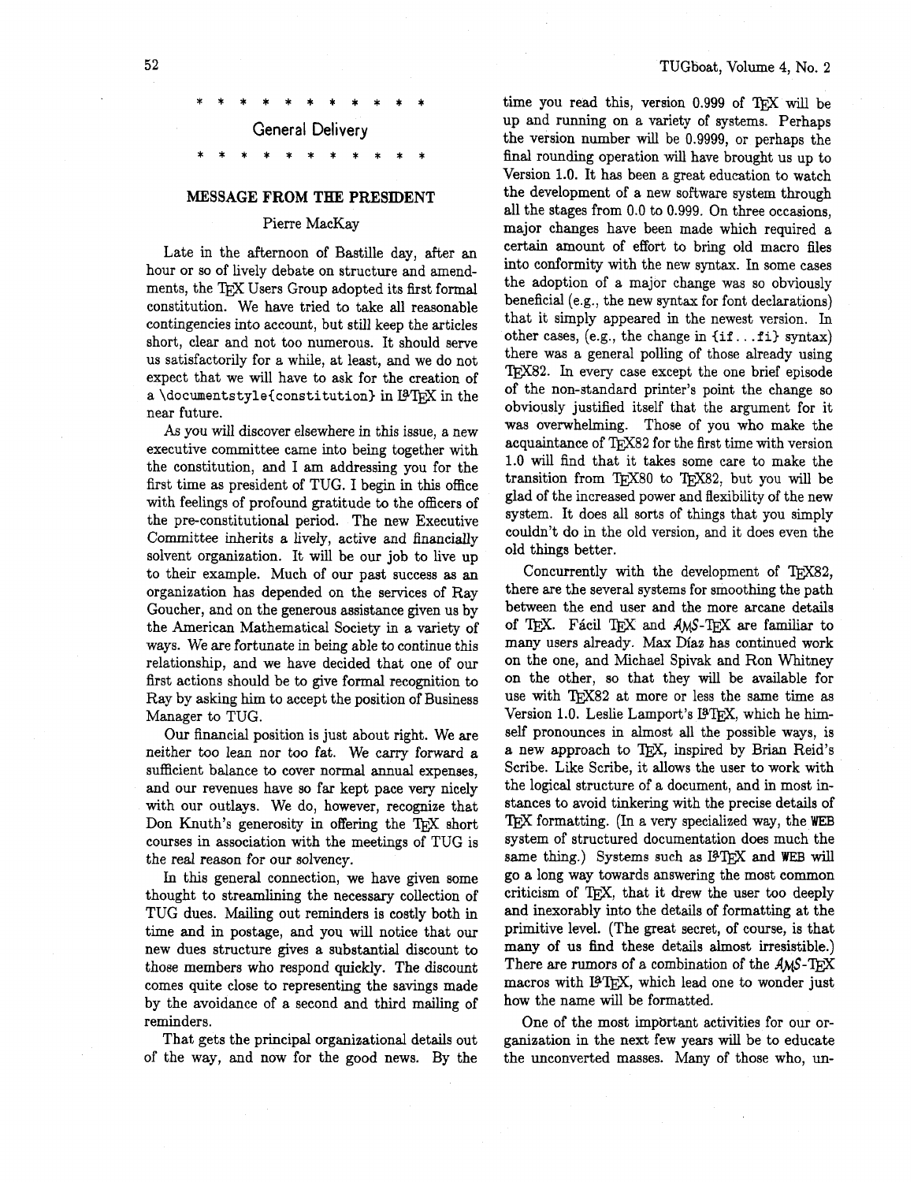* * * * * * * * * * * *

## General Delivery

* * * * * * * * * * * *

### MESSAGE FROM THE PRESIDENT

Pierre MacKay

Late in the afternoon of Bastille day, after an hour or so of lively debate on structure and amendments, the TEX Users Group adopted its first formal constitution. We have tried to take all reasonable contingencies into account, but still keep the articles short, clear and not too numerous. It should serve us satisfactorily for a while, at least, and we do not expect that we will have to ask for the creation of a `\documentstyle{constitution}` in LaTEX in the near future.

As you will discover elsewhere in this issue, a new executive committee came into being together with the constitution, and I am addressing you for the first time as president of TUG. I begin in this office with feelings of profound gratitude to the officers of the pre-constitutional period. The new Executive Committee inherits a lively, active and financially solvent organization. It will be our job to live up to their example. Much of our past success as an organization has depended on the services of Ray Goucher, and on the generous assistance given us by the American Mathematical Society in a variety of ways. We are fortunate in being able to continue this relationship, and we have decided that one of our first actions should be to give formal recognition to Ray by asking him to accept the position of Business Manager to TUG.

Our financial position is just about right. We are neither too lean nor too fat. We carry forward a sufficient balance to cover normal annual expenses, and our revenues have so far kept pace very nicely with our outlays. We do, however, recognize that Don Knuth's generosity in offering the TEX short courses in association with the meetings of TUG is the real reason for our solvency.

In this general connection, we have given some thought to streamlining the necessary collection of TUG dues. Mailing out reminders is costly both in time and in postage, and you will notice that our new dues structure gives a substantial discount to those members who respond quickly. The discount comes quite close to representing the savings made by the avoidance of a second and third mailing of reminders.

That gets the principal organizational details out of the way, and now for the good news. By the time you read this, version 0.999 of TEX will be up and running on a variety of systems. Perhaps the version number will be 0.9999, or perhaps the final rounding operation will have brought us up to Version 1.0. It has been a great education to watch the development of a new software system through all the stages from 0.0 to 0.999. On three occasions, major changes have been made which required a certain amount of effort to bring old macro files into conformity with the new syntax. In some cases the adoption of a major change was so obviously beneficial (e.g., the new syntax for font declarations) that it simply appeared in the newest version. In other cases, (e.g., the change in `{if...fi}` syntax) there was a general polling of those already using TEX82. In every case except the one brief episode of the non-standard printer's point the change so obviously justified itself that the argument for it was overwhelming. Those of you who make the acquaintance of TEX82 for the first time with version 1.0 will find that it takes some care to make the transition from TEX80 to TEX82, but you will be glad of the increased power and flexibility of the new system. It does all sorts of things that you simply couldn't do in the old version, and it does even the old things better.

Concurrently with the development of TEX82, there are the several systems for smoothing the path between the end user and the more arcane details of TEX. Fácil TEX and AMS-TEX are familiar to many users already. Max Díaz has continued work on the one, and Michael Spivak and Ron Whitney on the other, so that they will be available for use with TEX82 at more or less the same time as Version 1.0. Leslie Lamport's LaTEX, which he himself pronounces in almost all the possible ways, is a new approach to TEX, inspired by Brian Reid's Scribe. Like Scribe, it allows the user to work with the logical structure of a document, and in most instances to avoid tinkering with the precise details of TEX formatting. (In a very specialized way, the WEB system of structured documentation does much the same thing.) Systems such as LaTEX and WEB will go a long way towards answering the most common criticism of TEX, that it drew the user too deeply and inexorably into the details of formatting at the primitive level. (The great secret, of course, is that many of us find these details almost irresistible.) There are rumors of a combination of the AMS-TEX macros with LaTEX, which lead one to wonder just how the name will be formatted.

One of the most important activities for our organization in the next few years will be to educate the unconverted masses. Many of those who, un-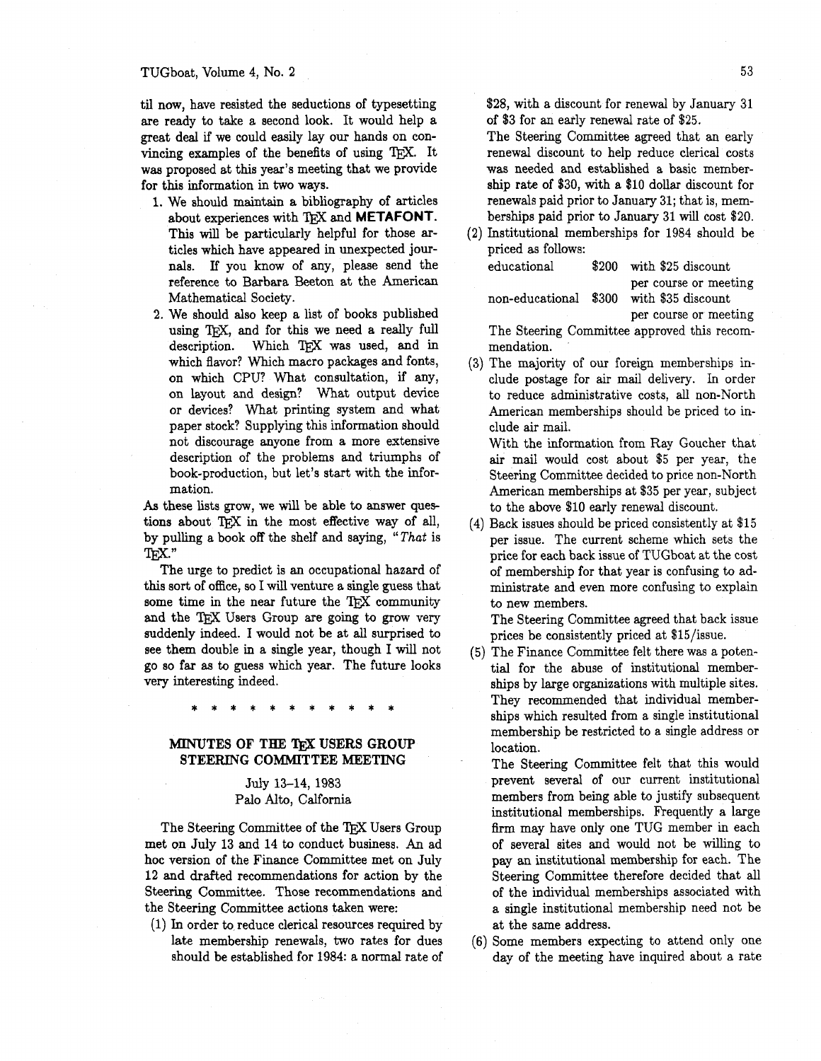til now, have resisted the seductions of typesetting are ready to take a second look. It would help a great deal if we could easily lay our hands on convincing examples of the benefits of using TEX. It was proposed at this year's meeting that we provide for this information in two ways.

1. We should maintain a bibliography of articles about experiences with TEX and **METAFONT**. This will be particularly helpful for those articles which have appeared in unexpected journals. If you know of any, please send the reference to Barbara Beeton at the American Mathematical Society.
2. We should also keep a list of books published using TEX, and for this we need a really full description. Which TEX was used, and in which flavor? Which macro packages and fonts, on which CPU? What consultation, if any, on layout and design? What output device or devices? What printing system and what paper stock? Supplying this information should not discourage anyone from a more extensive description of the problems and triumphs of book-production, but let's start with the information.

As these lists grow, we will be able to answer questions about TEX in the most effective way of all, by pulling a book off the shelf and saying, "*That* is TEX."

The urge to predict is an occupational hazard of this sort of office, so I will venture a single guess that some time in the near future the TEX community and the TEX Users Group are going to grow very suddenly indeed. I would not be at all surprised to see them double in a single year, though I will not go so far as to guess which year. The future looks very interesting indeed.

\* \* \* \* \* \* \* \* \* \* \* \*

## MINUTES OF THE TEX USERS GROUP STEERING COMMITTEE MEETING

July 13–14, 1983
Palo Alto, Calfornia

The Steering Committee of the TEX Users Group met on July 13 and 14 to conduct business. An ad hoc version of the Finance Committee met on July 12 and drafted recommendations for action by the Steering Committee. Those recommendations and the Steering Committee actions taken were:

(1) In order to reduce clerical resources required by late membership renewals, two rates for dues should be established for 1984: a normal rate of $28, with a discount for renewal by January 31 of $3 for an early renewal rate of $25.

The Steering Committee agreed that an early renewal discount to help reduce clerical costs was needed and established a basic membership rate of $30, with a $10 dollar discount for renewals paid prior to January 31; that is, memberships paid prior to January 31 will cost $20.

(2) Institutional memberships for 1984 should be priced as follows:

| | | |
|---|---|---|
| educational | $200 | with $25 discount per course or meeting |
| non-educational | $300 | with $35 discount per course or meeting |

The Steering Committee approved this recommendation.

(3) The majority of our foreign memberships include postage for air mail delivery. In order to reduce administrative costs, all non-North American memberships should be priced to include air mail.

With the information from Ray Goucher that air mail would cost about $5 per year, the Steering Committee decided to price non-North American memberships at $35 per year, subject to the above $10 early renewal discount.

(4) Back issues should be priced consistently at $15 per issue. The current scheme which sets the price for each back issue of TUGboat at the cost of membership for that year is confusing to administrate and even more confusing to explain to new members.

The Steering Committee agreed that back issue prices be consistently priced at $15/issue.

(5) The Finance Committee felt there was a potential for the abuse of institutional memberships by large organizations with multiple sites. They recommended that individual memberships which resulted from a single institutional membership be restricted to a single address or location.

The Steering Committee felt that this would prevent several of our current institutional members from being able to justify subsequent institutional memberships. Frequently a large firm may have only one TUG member in each of several sites and would not be willing to pay an institutional membership for each. The Steering Committee therefore decided that all of the individual memberships associated with a single institutional membership need not be at the same address.

(6) Some members expecting to attend only one day of the meeting have inquired about a rate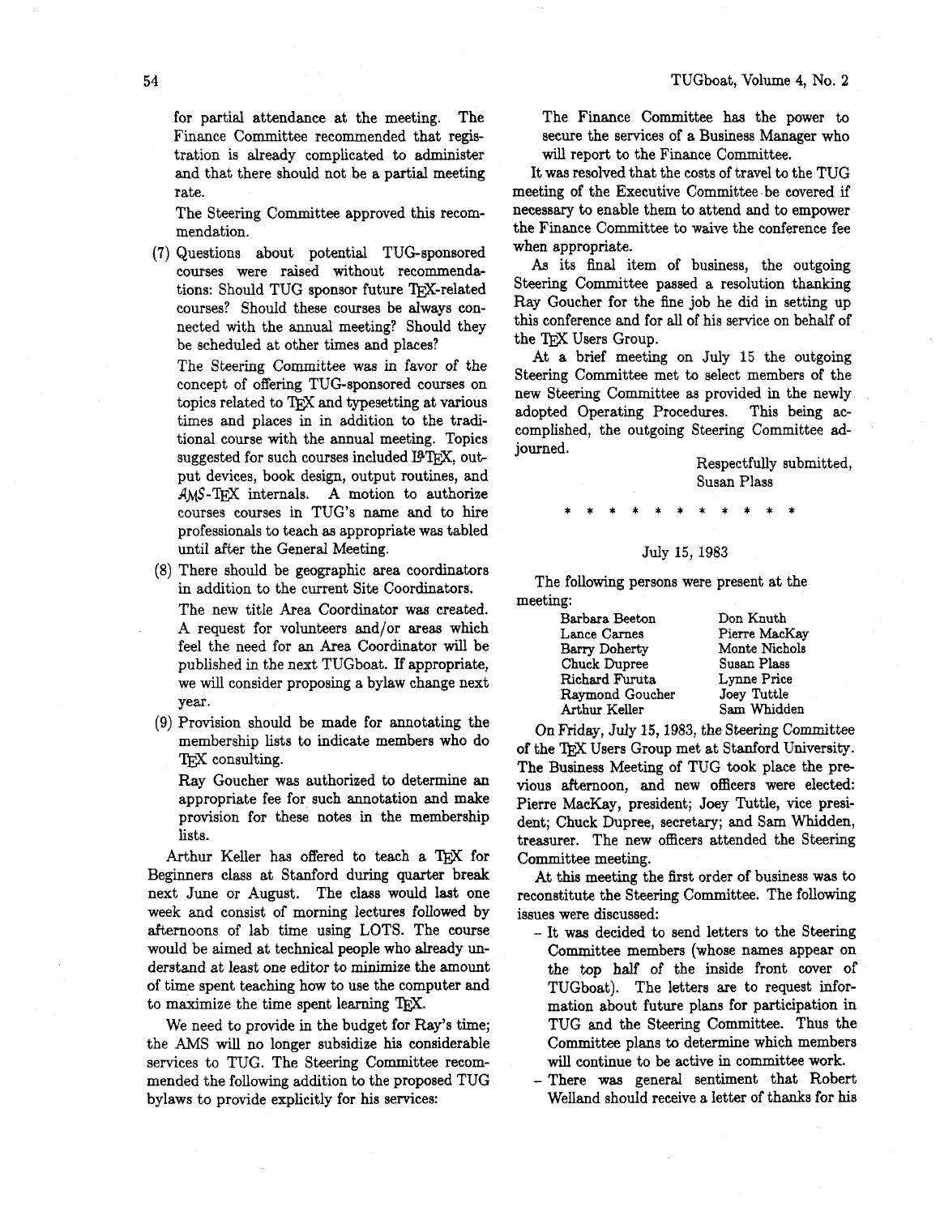for partial attendance at the meeting. The Finance Committee recommended that registration is already complicated to administer and that there should not be a partial meeting rate.

The Steering Committee approved this recommendation.

(7) Questions about potential TUG-sponsored courses were raised without recommendations: Should TUG sponsor future TeX-related courses? Should these courses be always connected with the annual meeting? Should they be scheduled at other times and places?

The Steering Committee was in favor of the concept of offering TUG-sponsored courses on topics related to TeX and typesetting at various times and places in in addition to the traditional course with the annual meeting. Topics suggested for such courses included LaTeX, output devices, book design, output routines, and AMS-TeX internals. A motion to authorize courses courses in TUG's name and to hire professionals to teach as appropriate was tabled until after the General Meeting.

(8) There should be geographic area coordinators in addition to the current Site Coordinators.

The new title Area Coordinator was created. A request for volunteers and/or areas which feel the need for an Area Coordinator will be published in the next TUGboat. If appropriate, we will consider proposing a bylaw change next year.

(9) Provision should be made for annotating the membership lists to indicate members who do TeX consulting.

Ray Goucher was authorized to determine an appropriate fee for such annotation and make provision for these notes in the membership lists.

Arthur Keller has offered to teach a TeX for Beginners class at Stanford during quarter break next June or August. The class would last one week and consist of morning lectures followed by afternoons of lab time using LOTS. The course would be aimed at technical people who already understand at least one editor to minimize the amount of time spent teaching how to use the computer and to maximize the time spent learning TeX.

We need to provide in the budget for Ray's time; the AMS will no longer subsidize his considerable services to TUG. The Steering Committee recommended the following addition to the proposed TUG bylaws to provide explicitly for his services:

> The Finance Committee has the power to secure the services of a Business Manager who will report to the Finance Committee.

It was resolved that the costs of travel to the TUG meeting of the Executive Committee be covered if necessary to enable them to attend and to empower the Finance Committee to waive the conference fee when appropriate.

As its final item of business, the outgoing Steering Committee passed a resolution thanking Ray Goucher for the fine job he did in setting up this conference and for all of his service on behalf of the TeX Users Group.

At a brief meeting on July 15 the outgoing Steering Committee met to select members of the new Steering Committee as provided in the newly adopted Operating Procedures. This being accomplished, the outgoing Steering Committee adjourned.

Respectfully submitted,
Susan Plass

\* \* \* \* \* \* \* \* \* \* \*

July 15, 1983

The following persons were present at the meeting:

| | |
|---|---|
| Barbara Beeton | Don Knuth |
| Lance Carnes | Pierre MacKay |
| Barry Doherty | Monte Nichols |
| Chuck Dupree | Susan Plass |
| Richard Furuta | Lynne Price |
| Raymond Goucher | Joey Tuttle |
| Arthur Keller | Sam Whidden |

On Friday, July 15, 1983, the Steering Committee of the TeX Users Group met at Stanford University. The Business Meeting of TUG took place the previous afternoon, and new officers were elected: Pierre MacKay, president; Joey Tuttle, vice president; Chuck Dupree, secretary; and Sam Whidden, treasurer. The new officers attended the Steering Committee meeting.

At this meeting the first order of business was to reconstitute the Steering Committee. The following issues were discussed:

- It was decided to send letters to the Steering Committee members (whose names appear on the top half of the inside front cover of TUGboat). The letters are to request information about future plans for participation in TUG and the Steering Committee. Thus the Committee plans to determine which members will continue to be active in committee work.
- There was general sentiment that Robert Welland should receive a letter of thanks for his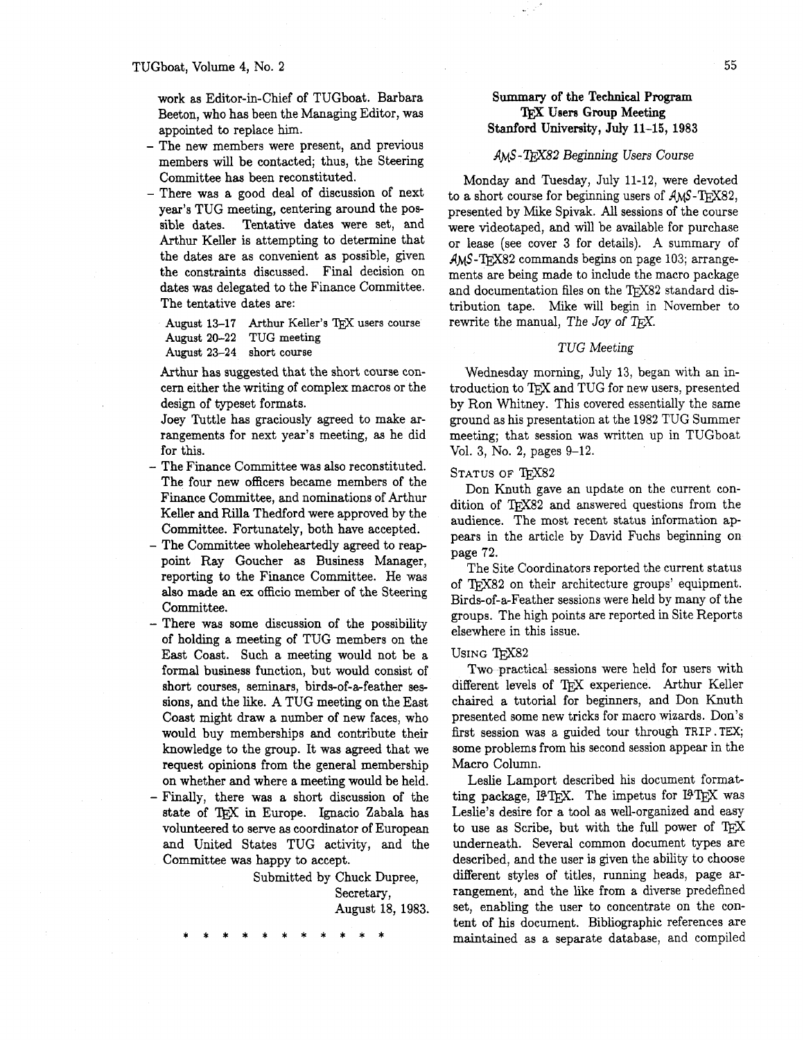work as Editor-in-Chief of TUGboat. Barbara Beeton, who has been the Managing Editor, was appointed to replace him.

- The new members were present, and previous members will be contacted; thus, the Steering Committee has been reconstituted.
- There was a good deal of discussion of next year's TUG meeting, centering around the possible dates. Tentative dates were set, and Arthur Keller is attempting to determine that the dates are as convenient as possible, given the constraints discussed. Final decision on dates was delegated to the Finance Committee. The tentative dates are:

  | | |
  |---|---|
  | August 13–17 | Arthur Keller's TEX users course |
  | August 20–22 | TUG meeting |
  | August 23–24 | short course |

  Arthur has suggested that the short course concern either the writing of complex macros or the design of typeset formats.

  Joey Tuttle has graciously agreed to make arrangements for next year's meeting, as he did for this.
- The Finance Committee was also reconstituted. The four new officers became members of the Finance Committee, and nominations of Arthur Keller and Rilla Thedford were approved by the Committee. Fortunately, both have accepted.
- The Committee wholeheartedly agreed to reappoint Ray Goucher as Business Manager, reporting to the Finance Committee. He was also made an ex officio member of the Steering Committee.
- There was some discussion of the possibility of holding a meeting of TUG members on the East Coast. Such a meeting would not be a formal business function, but would consist of short courses, seminars, birds-of-a-feather sessions, and the like. A TUG meeting on the East Coast might draw a number of new faces, who would buy memberships and contribute their knowledge to the group. It was agreed that we request opinions from the general membership on whether and where a meeting would be held.
- Finally, there was a short discussion of the state of TEX in Europe. Ignacio Zabala has volunteered to serve as coordinator of European and United States TUG activity, and the Committee was happy to accept.

Submitted by Chuck Dupree,
Secretary,
August 18, 1983.

\* \* \* \* \* \* \* \* \* \* \*

## Summary of the Technical Program
## TEX Users Group Meeting
## Stanford University, July 11–15, 1983

### *AMS-TEX82 Beginning Users Course*

Monday and Tuesday, July 11-12, were devoted to a short course for beginning users of AMS-TEX82, presented by Mike Spivak. All sessions of the course were videotaped, and will be available for purchase or lease (see cover 3 for details). A summary of AMS-TEX82 commands begins on page 103; arrangements are being made to include the macro package and documentation files on the TEX82 standard distribution tape. Mike will begin in November to rewrite the manual, *The Joy of TEX.*

### *TUG Meeting*

Wednesday morning, July 13, began with an introduction to TEX and TUG for new users, presented by Ron Whitney. This covered essentially the same ground as his presentation at the 1982 TUG Summer meeting; that session was written up in TUGboat Vol. 3, No. 2, pages 9–12.

#### Status of TEX82

Don Knuth gave an update on the current condition of TEX82 and answered questions from the audience. The most recent status information appears in the article by David Fuchs beginning on page 72.

The Site Coordinators reported the current status of TEX82 on their architecture groups' equipment. Birds-of-a-Feather sessions were held by many of the groups. The high points are reported in Site Reports elsewhere in this issue.

#### Using TEX82

Two practical sessions were held for users with different levels of TEX experience. Arthur Keller chaired a tutorial for beginners, and Don Knuth presented some new tricks for macro wizards. Don's first session was a guided tour through `TRIP.TEX`; some problems from his second session appear in the Macro Column.

Leslie Lamport described his document formatting package, LaTEX. The impetus for LaTEX was Leslie's desire for a tool as well-organized and easy to use as Scribe, but with the full power of TEX underneath. Several common document types are described, and the user is given the ability to choose different styles of titles, running heads, page arrangement, and the like from a diverse predefined set, enabling the user to concentrate on the content of his document. Bibliographic references are maintained as a separate database, and compiled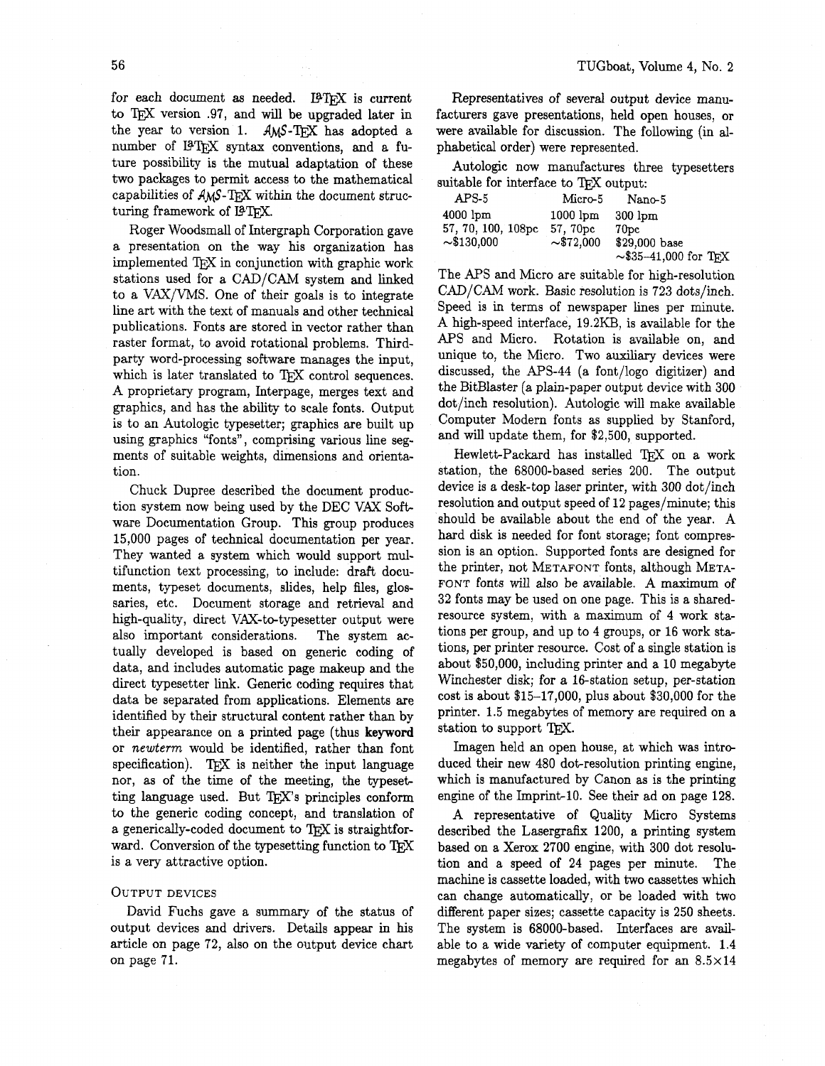for each document as needed. LaTeX is current to TeX version .97, and will be upgraded later in the year to version 1. AMS-TeX has adopted a number of LaTeX syntax conventions, and a future possibility is the mutual adaptation of these two packages to permit access to the mathematical capabilities of AMS-TeX within the document structuring framework of LaTeX.

Roger Woodsmall of Intergraph Corporation gave a presentation on the way his organization has implemented TeX in conjunction with graphic work stations used for a CAD/CAM system and linked to a VAX/VMS. One of their goals is to integrate line art with the text of manuals and other technical publications. Fonts are stored in vector rather than raster format, to avoid rotational problems. Third-party word-processing software manages the input, which is later translated to TeX control sequences. A proprietary program, Interpage, merges text and graphics, and has the ability to scale fonts. Output is to an Autologic typesetter; graphics are built up using graphics "fonts", comprising various line segments of suitable weights, dimensions and orientation.

Chuck Dupree described the document production system now being used by the DEC VAX Software Documentation Group. This group produces 15,000 pages of technical documentation per year. They wanted a system which would support multifunction text processing, to include: draft documents, typeset documents, slides, help files, glossaries, etc. Document storage and retrieval and high-quality, direct VAX-to-typesetter output were also important considerations. The system actually developed is based on generic coding of data, and includes automatic page makeup and the direct typesetter link. Generic coding requires that data be separated from applications. Elements are identified by their structural content rather than by their appearance on a printed page (thus **keyword** or *newterm* would be identified, rather than font specification). TeX is neither the input language nor, as of the time of the meeting, the typesetting language used. But TeX's principles conform to the generic coding concept, and translation of a generically-coded document to TeX is straightforward. Conversion of the typesetting function to TeX is a very attractive option.

## Output Devices

David Fuchs gave a summary of the status of output devices and drivers. Details appear in his article on page 72, also on the output device chart on page 71.

Representatives of several output device manufacturers gave presentations, held open houses, or were available for discussion. The following (in alphabetical order) were represented.

Autologic now manufactures three typesetters suitable for interface to TeX output:

| APS-5 | Micro-5 | Nano-5 |
|---|---|---|
| 4000 lpm | 1000 lpm | 300 lpm |
| 57, 70, 100, 108pc | 57, 70pc | 70pc |
| ~$130,000 | ~$72,000 | $29,000 base<br>~$35–41,000 for TeX |

The APS and Micro are suitable for high-resolution CAD/CAM work. Basic resolution is 723 dots/inch. Speed is in terms of newspaper lines per minute. A high-speed interface, 19.2KB, is available for the APS and Micro. Rotation is available on, and unique to, the Micro. Two auxiliary devices were discussed, the APS-44 (a font/logo digitizer) and the BitBlaster (a plain-paper output device with 300 dot/inch resolution). Autologic will make available Computer Modern fonts as supplied by Stanford, and will update them, for $2,500, supported.

Hewlett-Packard has installed TeX on a work station, the 68000-based series 200. The output device is a desk-top laser printer, with 300 dot/inch resolution and output speed of 12 pages/minute; this should be available about the end of the year. A hard disk is needed for font storage; font compression is an option. Supported fonts are designed for the printer, not METAFONT fonts, although METAFONT fonts will also be available. A maximum of 32 fonts may be used on one page. This is a shared-resource system, with a maximum of 4 work stations per group, and up to 4 groups, or 16 work stations, per printer resource. Cost of a single station is about $50,000, including printer and a 10 megabyte Winchester disk; for a 16-station setup, per-station cost is about $15–17,000, plus about $30,000 for the printer. 1.5 megabytes of memory are required on a station to support TeX.

Imagen held an open house, at which was introduced their new 480 dot-resolution printing engine, which is manufactured by Canon as is the printing engine of the Imprint-10. See their ad on page 128.

A representative of Quality Micro Systems described the Lasergrafix 1200, a printing system based on a Xerox 2700 engine, with 300 dot resolution and a speed of 24 pages per minute. The machine is cassette loaded, with two cassettes which can change automatically, or be loaded with two different paper sizes; cassette capacity is 250 sheets. The system is 68000-based. Interfaces are available to a wide variety of computer equipment. 1.4 megabytes of memory are required for an 8.5×14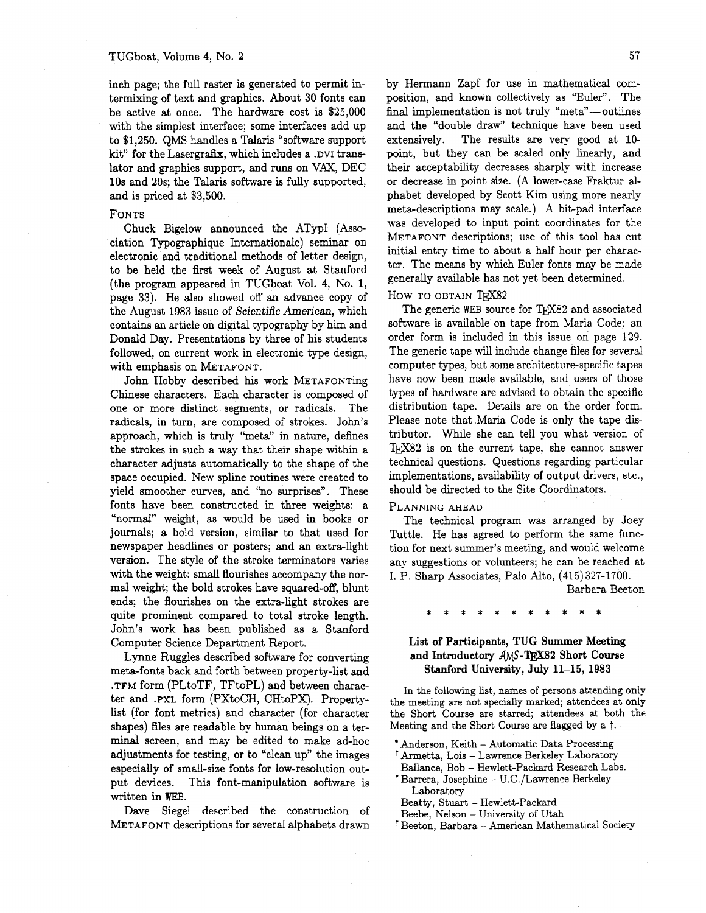inch page; the full raster is generated to permit intermixing of text and graphics. About 30 fonts can be active at once. The hardware cost is $25,000 with the simplest interface; some interfaces add up to $1,250. QMS handles a Talaris "software support kit" for the Lasergrafix, which includes a .DVI translator and graphics support, and runs on VAX, DEC 10s and 20s; the Talaris software is fully supported, and is priced at $3,500.

### FONTS

Chuck Bigelow announced the ATypI (Association Typographique Internationale) seminar on electronic and traditional methods of letter design, to be held the first week of August at Stanford (the program appeared in TUGboat Vol. 4, No. 1, page 33). He also showed off an advance copy of the August 1983 issue of *Scientific American*, which contains an article on digital typography by him and Donald Day. Presentations by three of his students followed, on current work in electronic type design, with emphasis on METAFONT.

John Hobby described his work METAFONTing Chinese characters. Each character is composed of one or more distinct segments, or radicals. The radicals, in turn, are composed of strokes. John's approach, which is truly "meta" in nature, defines the strokes in such a way that their shape within a character adjusts automatically to the shape of the space occupied. New spline routines were created to yield smoother curves, and "no surprises". These fonts have been constructed in three weights: a "normal" weight, as would be used in books or journals; a bold version, similar to that used for newspaper headlines or posters; and an extra-light version. The style of the stroke terminators varies with the weight: small flourishes accompany the normal weight; the bold strokes have squared-off, blunt ends; the flourishes on the extra-light strokes are quite prominent compared to total stroke length. John's work has been published as a Stanford Computer Science Department Report.

Lynne Ruggles described software for converting meta-fonts back and forth between property-list and .TFM form (PLtoTF, TFtoPL) and between character and .PXL form (PXtoCH, CHtoPX). Property-list (for font metrics) and character (for character shapes) files are readable by human beings on a terminal screen, and may be edited to make ad-hoc adjustments for testing, or to "clean up" the images especially of small-size fonts for low-resolution output devices. This font-manipulation software is written in WEB.

Dave Siegel described the construction of METAFONT descriptions for several alphabets drawn by Hermann Zapf for use in mathematical composition, and known collectively as "Euler". The final implementation is not truly "meta"—outlines and the "double draw" technique have been used extensively. The results are very good at 10-point, but they can be scaled only linearly, and their acceptability decreases sharply with increase or decrease in point size. (A lower-case Fraktur alphabet developed by Scott Kim using more nearly meta-descriptions may scale.) A bit-pad interface was developed to input point coordinates for the METAFONT descriptions; use of this tool has cut initial entry time to about a half hour per character. The means by which Euler fonts may be made generally available has not yet been determined.

### HOW TO OBTAIN TEX82

The generic WEB source for TEX82 and associated software is available on tape from Maria Code; an order form is included in this issue on page 129. The generic tape will include change files for several computer types, but some architecture-specific tapes have now been made available, and users of those types of hardware are advised to obtain the specific distribution tape. Details are on the order form. Please note that Maria Code is only the tape distributor. While she can tell you what version of TEX82 is on the current tape, she cannot answer technical questions. Questions regarding particular implementations, availability of output drivers, etc., should be directed to the Site Coordinators.

### PLANNING AHEAD

The technical program was arranged by Joey Tuttle. He has agreed to perform the same function for next summer's meeting, and would welcome any suggestions or volunteers; he can be reached at I. P. Sharp Associates, Palo Alto, (415) 327-1700.

Barbara Beeton

\* \* \* \* \* \* \* \* \* \* \*

## List of Participants, TUG Summer Meeting and Introductory AMS-TEX82 Short Course Stanford University, July 11–15, 1983

In the following list, names of persons attending only the meeting are not specially marked; attendees at only the Short Course are starred; attendees at both the Meeting and the Short Course are flagged by a †.

- \*Anderson, Keith – Automatic Data Processing
- †Armetta, Lois – Lawrence Berkeley Laboratory
- Ballance, Bob – Hewlett-Packard Research Labs.
- \*Barrera, Josephine – U.C./Lawrence Berkeley Laboratory
- Beatty, Stuart – Hewlett-Packard
- Beebe, Nelson – University of Utah
- †Beeton, Barbara – American Mathematical Society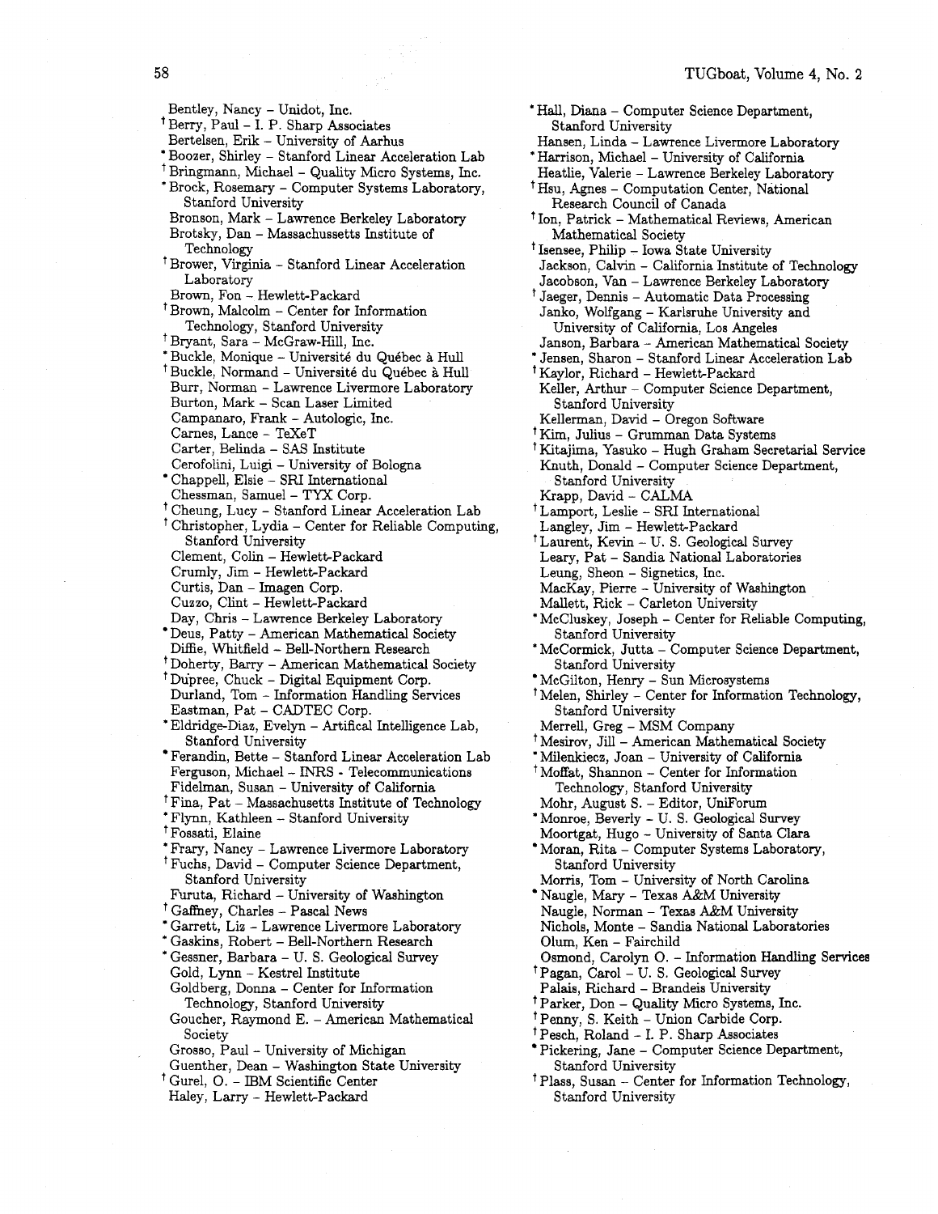Bentley, Nancy – Unidot, Inc.
† Berry, Paul – I. P. Sharp Associates
Bertelsen, Erik – University of Aarhus
* Boozer, Shirley – Stanford Linear Acceleration Lab
† Bringmann, Michael – Quality Micro Systems, Inc.
* Brock, Rosemary – Computer Systems Laboratory, Stanford University
Bronson, Mark – Lawrence Berkeley Laboratory
Brotsky, Dan – Massachussetts Institute of Technology
† Brower, Virginia – Stanford Linear Acceleration Laboratory
Brown, Fon – Hewlett-Packard
† Brown, Malcolm – Center for Information Technology, Stanford University
† Bryant, Sara – McGraw-Hill, Inc.
* Buckle, Monique – Université du Québec à Hull
† Buckle, Normand – Université du Québec à Hull
Burr, Norman – Lawrence Livermore Laboratory
Burton, Mark – Scan Laser Limited
Campanaro, Frank – Autologic, Inc.
Carnes, Lance – TeXeT
Carter, Belinda – SAS Institute
Cerofolini, Luigi – University of Bologna
* Chappell, Elsie – SRI International
Chessman, Samuel – TYX Corp.
† Cheung, Lucy – Stanford Linear Acceleration Lab
† Christopher, Lydia – Center for Reliable Computing, Stanford University
Clement, Colin – Hewlett-Packard
Crumly, Jim – Hewlett-Packard
Curtis, Dan – Imagen Corp.
Cuzzo, Clint – Hewlett-Packard
Day, Chris – Lawrence Berkeley Laboratory
* Deus, Patty – American Mathematical Society
Diffie, Whitfield – Bell-Northern Research
† Doherty, Barry – American Mathematical Society
† Dupree, Chuck – Digital Equipment Corp.
Durland, Tom – Information Handling Services
Eastman, Pat – CADTEC Corp.
* Eldridge-Diaz, Evelyn – Artifical Intelligence Lab, Stanford University
* Ferandin, Bette – Stanford Linear Acceleration Lab
Ferguson, Michael – INRS - Telecommunications
Fidelman, Susan – University of California
† Fina, Pat – Massachusetts Institute of Technology
* Flynn, Kathleen – Stanford University
† Fossati, Elaine
* Frary, Nancy – Lawrence Livermore Laboratory
† Fuchs, David – Computer Science Department, Stanford University
Furuta, Richard – University of Washington
† Gaffney, Charles – Pascal News
* Garrett, Liz – Lawrence Livermore Laboratory
* Gaskins, Robert – Bell-Northern Research
* Gessner, Barbara – U. S. Geological Survey
Gold, Lynn – Kestrel Institute
Goldberg, Donna – Center for Information Technology, Stanford University
Goucher, Raymond E. – American Mathematical Society
Grosso, Paul – University of Michigan
Guenther, Dean – Washington State University
† Gurel, O. – IBM Scientific Center
Haley, Larry – Hewlett-Packard
* Hall, Diana – Computer Science Department, Stanford University
Hansen, Linda – Lawrence Livermore Laboratory
* Harrison, Michael – University of California
Heatlie, Valerie – Lawrence Berkeley Laboratory
† Hsu, Agnes – Computation Center, National Research Council of Canada
† Ion, Patrick – Mathematical Reviews, American Mathematical Society
† Isensee, Philip – Iowa State University
Jackson, Calvin – California Institute of Technology
Jacobson, Van – Lawrence Berkeley Laboratory
† Jaeger, Dennis – Automatic Data Processing
Janko, Wolfgang – Karlsruhe University and University of California, Los Angeles
Janson, Barbara – American Mathematical Society
* Jensen, Sharon – Stanford Linear Acceleration Lab
† Kaylor, Richard – Hewlett-Packard
Keller, Arthur – Computer Science Department, Stanford University
Kellerman, David – Oregon Software
† Kim, Julius – Grumman Data Systems
† Kitajima, Yasuko – Hugh Graham Secretarial Service
Knuth, Donald – Computer Science Department, Stanford University
Krapp, David – CALMA
† Lamport, Leslie – SRI International
Langley, Jim – Hewlett-Packard
† Laurent, Kevin – U. S. Geological Survey
Leary, Pat – Sandia National Laboratories
Leung, Sheon – Signetics, Inc.
MacKay, Pierre – University of Washington
Mallett, Rick – Carleton University
* McCluskey, Joseph – Center for Reliable Computing, Stanford University
* McCormick, Jutta – Computer Science Department, Stanford University
* McGilton, Henry – Sun Microsystems
† Melen, Shirley – Center for Information Technology, Stanford University
Merrell, Greg – MSM Company
† Mesirov, Jill – American Mathematical Society
* Milenkiecz, Joan – University of California
† Moffat, Shannon – Center for Information Technology, Stanford University
Mohr, August S. – Editor, UniForum
* Monroe, Beverly – U. S. Geological Survey
Moortgat, Hugo – University of Santa Clara
* Moran, Rita – Computer Systems Laboratory, Stanford University
Morris, Tom – University of North Carolina
* Naugle, Mary – Texas A&M University
Naugle, Norman – Texas A&M University
Nichols, Monte – Sandia National Laboratories
Olum, Ken – Fairchild
Osmond, Carolyn O. – Information Handling Services
† Pagan, Carol – U. S. Geological Survey
Palais, Richard – Brandeis University
† Parker, Don – Quality Micro Systems, Inc.
† Penny, S. Keith – Union Carbide Corp.
† Pesch, Roland – I. P. Sharp Associates
* Pickering, Jane – Computer Science Department, Stanford University
† Plass, Susan – Center for Information Technology, Stanford University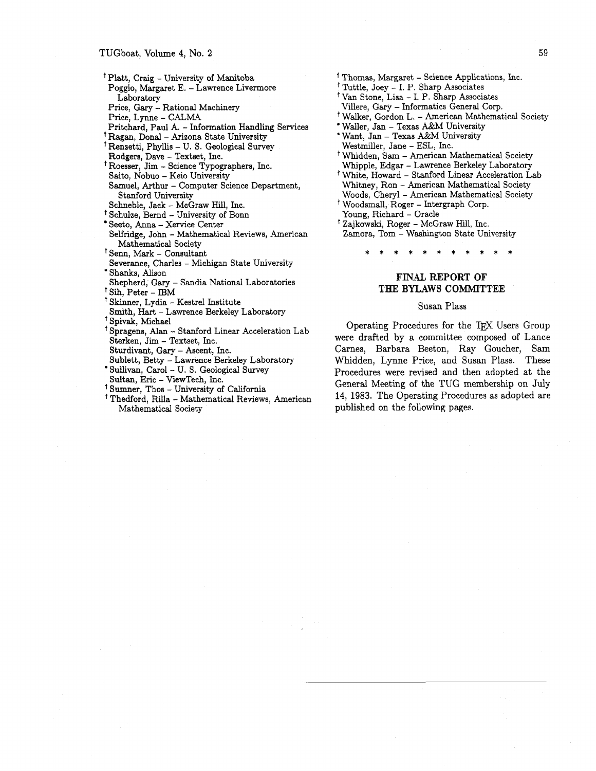† Platt, Craig – University of Manitoba
Poggio, Margaret E. – Lawrence Livermore Laboratory
Price, Gary – Rational Machinery
Price, Lynne – CALMA
Pritchard, Paul A. – Information Handling Services
† Ragan, Donal – Arizona State University
† Renzetti, Phyllis – U. S. Geological Survey
Rodgers, Dave – Textset, Inc.
† Roesser, Jim – Science Typographers, Inc.
Saito, Nobuo – Keio University
Samuel, Arthur – Computer Science Department, Stanford University
Schneble, Jack – McGraw Hill, Inc.
† Schulze, Bernd – University of Bonn
* Seeto, Anna – Xervice Center
Selfridge, John – Mathematical Reviews, American Mathematical Society
† Senn, Mark – Consultant
Severance, Charles – Michigan State University
* Shanks, Alison
Shepherd, Gary – Sandia National Laboratories
† Sih, Peter – IBM
† Skinner, Lydia – Kestrel Institute
Smith, Hart – Lawrence Berkeley Laboratory
† Spivak, Michael
† Spragens, Alan – Stanford Linear Acceleration Lab
Sterken, Jim – Textset, Inc.
Sturdivant, Gary – Ascent, Inc.
Sublett, Betty – Lawrence Berkeley Laboratory
* Sullivan, Carol – U. S. Geological Survey
Sultan, Eric – ViewTech, Inc.
† Sumner, Thos – University of California
† Thedford, Rilla – Mathematical Reviews, American Mathematical Society
† Thomas, Margaret – Science Applications, Inc.
† Tuttle, Joey – I. P. Sharp Associates
† Van Stone, Lisa – I. P. Sharp Associates
Villere, Gary – Informatics General Corp.
† Walker, Gordon L. – American Mathematical Society
* Waller, Jan – Texas A&M University
* Want, Jan – Texas A&M University
Westmiller, Jane – ESL, Inc.
† Whidden, Sam – American Mathematical Society
Whipple, Edgar – Lawrence Berkeley Laboratory
† White, Howard – Stanford Linear Acceleration Lab
Whitney, Ron – American Mathematical Society
Woods, Cheryl – American Mathematical Society
† Woodsmall, Roger – Intergraph Corp.
Young, Richard – Oracle
† Zajkowski, Roger – McGraw Hill, Inc.
Zamora, Tom – Washington State University

* * * * * * * * * * *

## FINAL REPORT OF THE BYLAWS COMMITTEE

Susan Plass

Operating Procedures for the TEX Users Group were drafted by a committee composed of Lance Carnes, Barbara Beeton, Ray Goucher, Sam Whidden, Lynne Price, and Susan Plass. These Procedures were revised and then adopted at the General Meeting of the TUG membership on July 14, 1983. The Operating Procedures as adopted are published on the following pages.